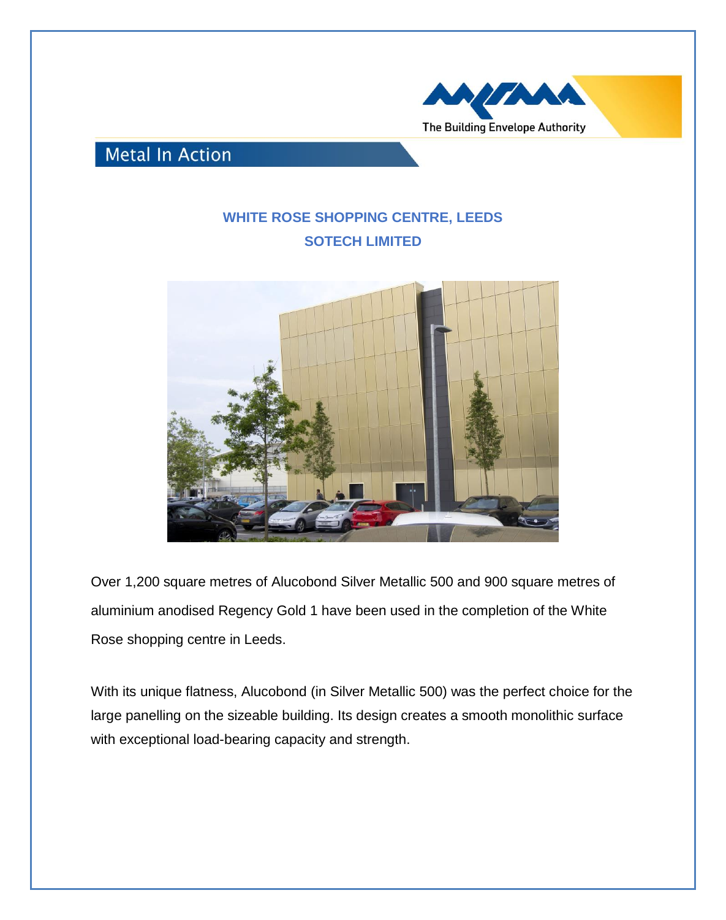Metal In Action

## WHITE ROSE SHOPPING CENTRE, LEEDS
## SOTECH LIMITED

Over 1,200 square metres of Alucobond Silver Metallic 500 and 900 square metres of aluminium anodised Regency Gold 1 have been used in the completion of the White Rose shopping centre in Leeds.

With its unique flatness, Alucobond (in Silver Metallic 500) was the perfect choice for the large panelling on the sizeable building. Its design creates a smooth monolithic surface with exceptional load-bearing capacity and strength.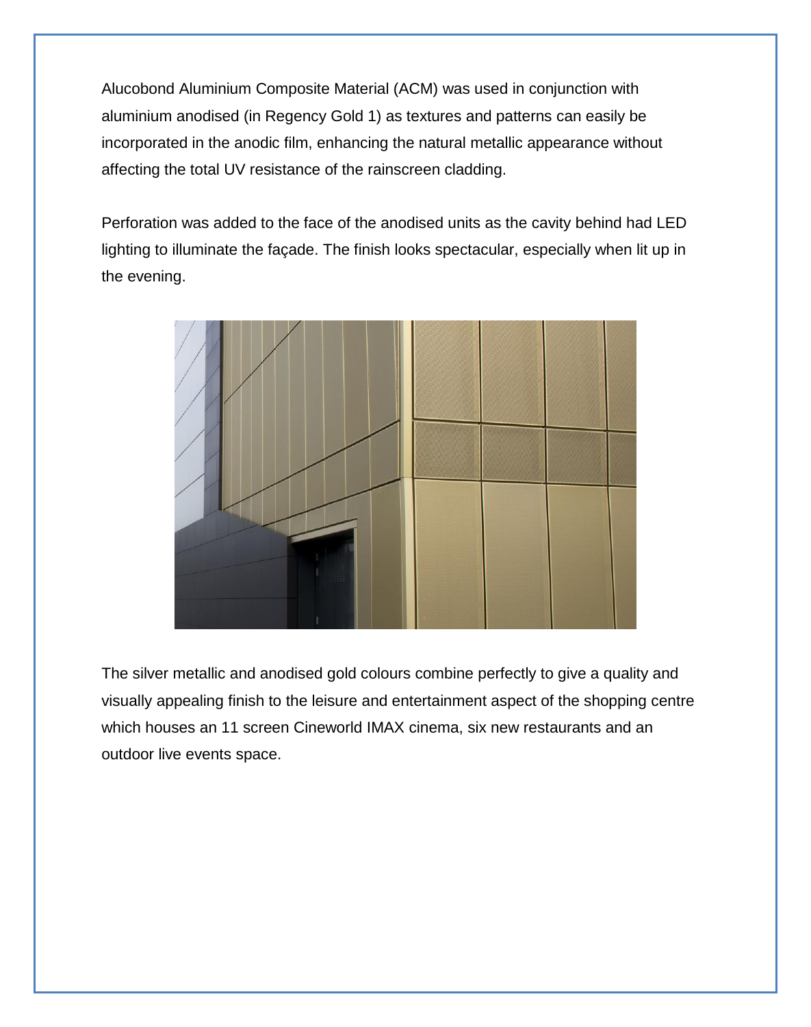Alucobond Aluminium Composite Material (ACM) was used in conjunction with aluminium anodised (in Regency Gold 1) as textures and patterns can easily be incorporated in the anodic film, enhancing the natural metallic appearance without affecting the total UV resistance of the rainscreen cladding.

Perforation was added to the face of the anodised units as the cavity behind had LED lighting to illuminate the façade. The finish looks spectacular, especially when lit up in the evening.

The silver metallic and anodised gold colours combine perfectly to give a quality and visually appealing finish to the leisure and entertainment aspect of the shopping centre which houses an 11 screen Cineworld IMAX cinema, six new restaurants and an outdoor live events space.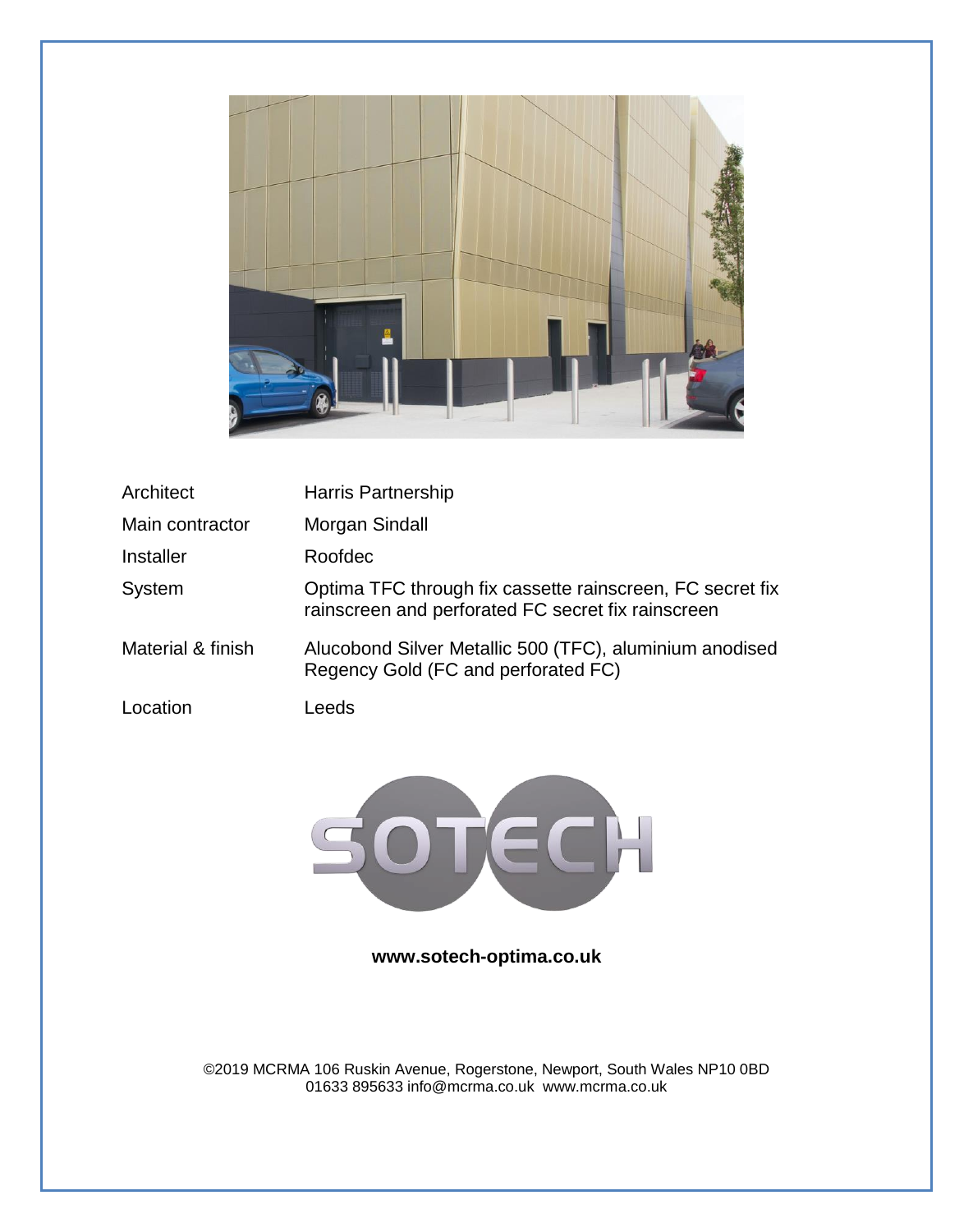| | |
|---|---|
| Architect | Harris Partnership |
| Main contractor | Morgan Sindall |
| Installer | Roofdec |
| System | Optima TFC through fix cassette rainscreen, FC secret fix rainscreen and perforated FC secret fix rainscreen |
| Material & finish | Alucobond Silver Metallic 500 (TFC), aluminium anodised Regency Gold (FC and perforated FC) |
| Location | Leeds |

SOTECH

**www.sotech-optima.co.uk**

©2019 MCRMA 106 Ruskin Avenue, Rogerstone, Newport, South Wales NP10 0BD
01633 895633 info@mcrma.co.uk www.mcrma.co.uk